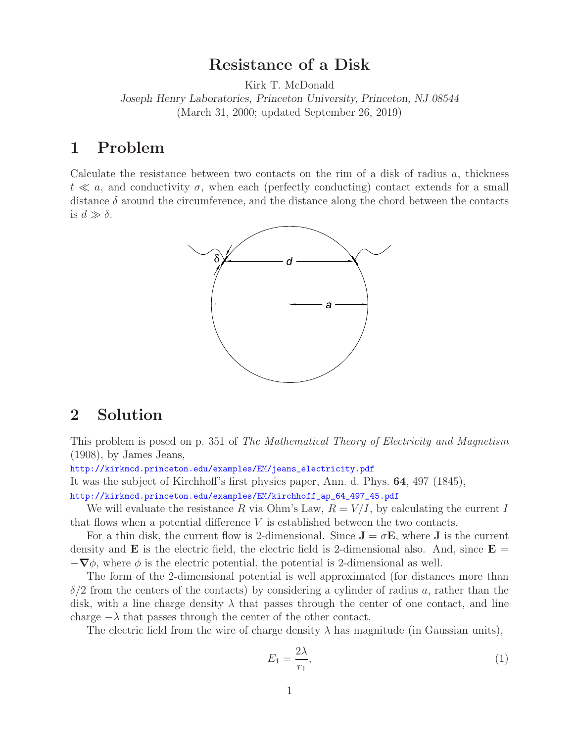# Resistance of a Disk

Kirk T. McDonald

*Joseph Henry Laboratories, Princeton University, Princeton, NJ 08544*

(March 31, 2000; updated September 26, 2019)

## 1 Problem

Calculate the resistance between two contacts on the rim of a disk of radius $a$, thickness $t \ll a$, and conductivity $\sigma$, when each (perfectly conducting) contact extends for a small distance $\delta$ around the circumference, and the distance along the chord between the contacts is $d \gg \delta$.

## 2 Solution

This problem is posed on p. 351 of *The Mathematical Theory of Electricity and Magnetism* (1908), by James Jeans,

http://kirkmcd.princeton.edu/examples/EM/jeans_electricity.pdf

It was the subject of Kirchhoff's first physics paper, Ann. d. Phys. **64**, 497 (1845),

http://kirkmcd.princeton.edu/examples/EM/kirchhoff_ap_64_497_45.pdf

We will evaluate the resistance $R$ via Ohm's Law, $R = V/I$, by calculating the current $I$ that flows when a potential difference $V$ is established between the two contacts.

For a thin disk, the current flow is 2-dimensional. Since $\mathbf{J} = \sigma\mathbf{E}$, where $\mathbf{J}$ is the current density and $\mathbf{E}$ is the electric field, the electric field is 2-dimensional also. And, since $\mathbf{E} = -\boldsymbol{\nabla}\phi$, where $\phi$ is the electric potential, the potential is 2-dimensional as well.

The form of the 2-dimensional potential is well approximated (for distances more than $\delta/2$ from the centers of the contacts) by considering a cylinder of radius $a$, rather than the disk, with a line charge density $\lambda$ that passes through the center of one contact, and line charge $-\lambda$ that passes through the center of the other contact.

The electric field from the wire of charge density $\lambda$ has magnitude (in Gaussian units),

$$E_1 = \frac{2\lambda}{r_1}, \tag{1}$$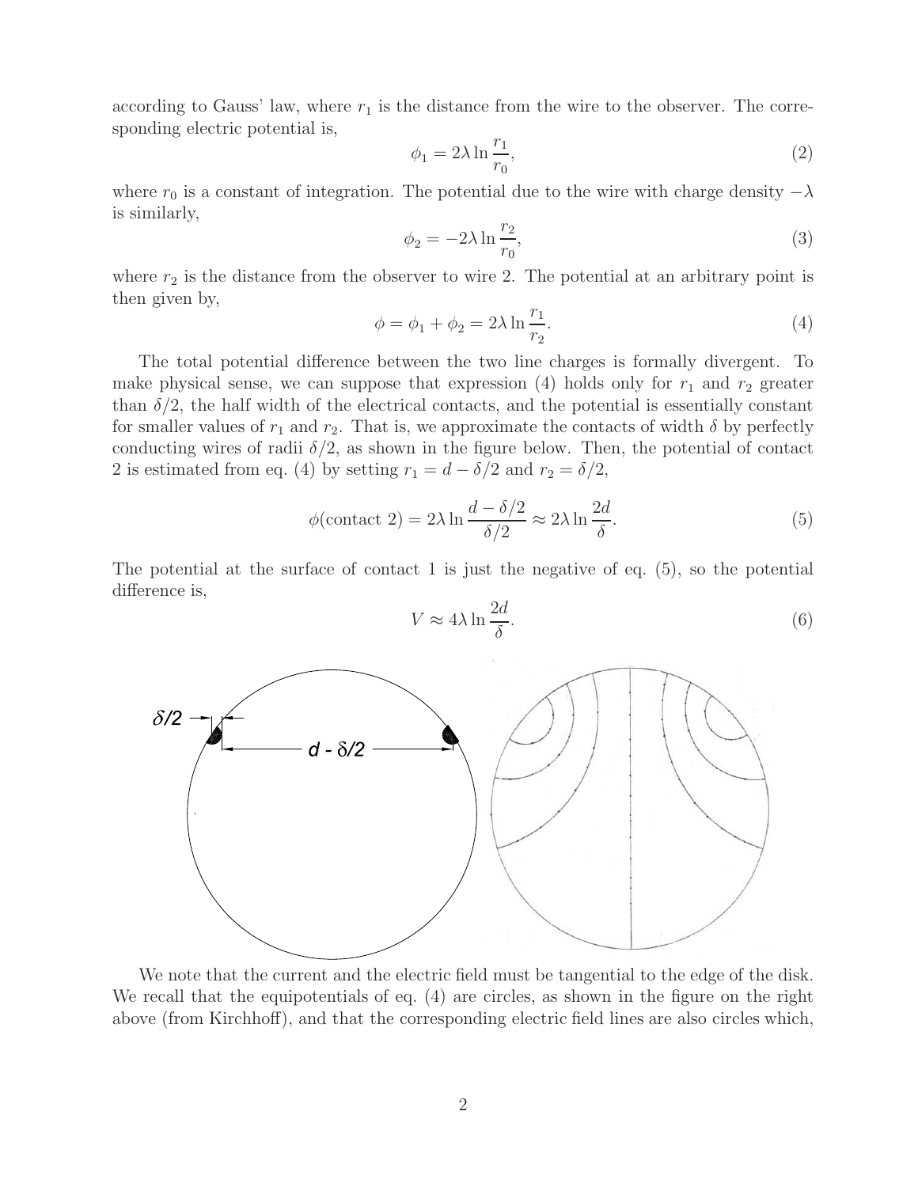according to Gauss' law, where $r_1$ is the distance from the wire to the observer. The corresponding electric potential is,

$$\phi_1 = 2\lambda \ln \frac{r_1}{r_0}, \tag{2}$$

where $r_0$ is a constant of integration. The potential due to the wire with charge density $-\lambda$ is similarly,

$$\phi_2 = -2\lambda \ln \frac{r_2}{r_0}, \tag{3}$$

where $r_2$ is the distance from the observer to wire 2. The potential at an arbitrary point is then given by,

$$\phi = \phi_1 + \phi_2 = 2\lambda \ln \frac{r_1}{r_2}. \tag{4}$$

The total potential difference between the two line charges is formally divergent. To make physical sense, we can suppose that expression (4) holds only for $r_1$ and $r_2$ greater than $\delta/2$, the half width of the electrical contacts, and the potential is essentially constant for smaller values of $r_1$ and $r_2$. That is, we approximate the contacts of width $\delta$ by perfectly conducting wires of radii $\delta/2$, as shown in the figure below. Then, the potential of contact 2 is estimated from eq. (4) by setting $r_1 = d - \delta/2$ and $r_2 = \delta/2$,

$$\phi(\text{contact 2}) = 2\lambda \ln \frac{d - \delta/2}{\delta/2} \approx 2\lambda \ln \frac{2d}{\delta}. \tag{5}$$

The potential at the surface of contact 1 is just the negative of eq. (5), so the potential difference is,

$$V \approx 4\lambda \ln \frac{2d}{\delta}. \tag{6}$$

We note that the current and the electric field must be tangential to the edge of the disk. We recall that the equipotentials of eq. (4) are circles, as shown in the figure on the right above (from Kirchhoff), and that the corresponding electric field lines are also circles which,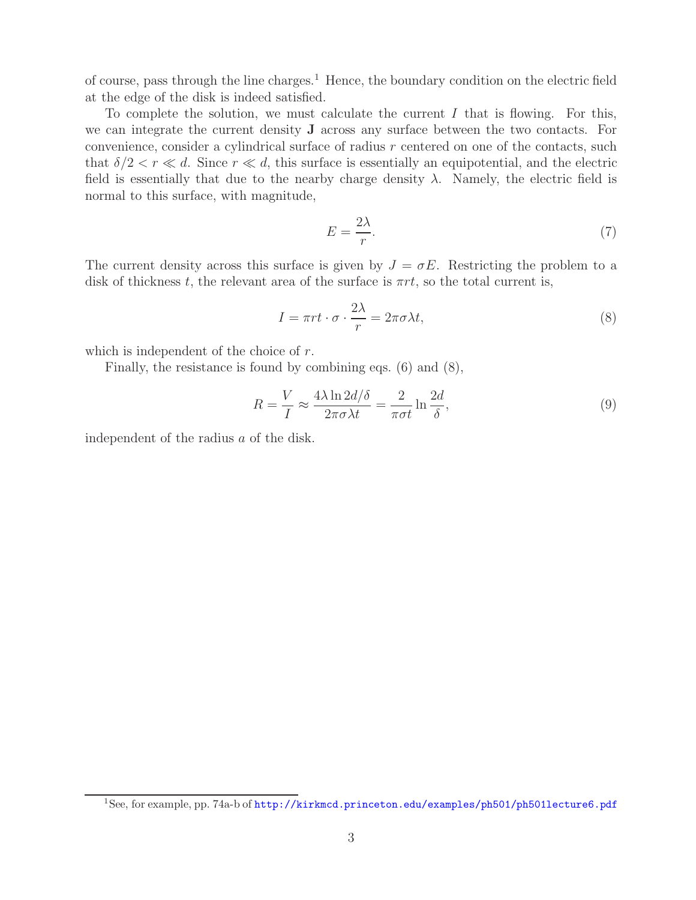of course, pass through the line charges.[1] Hence, the boundary condition on the electric field at the edge of the disk is indeed satisfied.

To complete the solution, we must calculate the current $I$ that is flowing. For this, we can integrate the current density $\mathbf{J}$ across any surface between the two contacts. For convenience, consider a cylindrical surface of radius $r$ centered on one of the contacts, such that $\delta/2 < r \ll d$. Since $r \ll d$, this surface is essentially an equipotential, and the electric field is essentially that due to the nearby charge density $\lambda$. Namely, the electric field is normal to this surface, with magnitude,

$$E = \frac{2\lambda}{r}. \tag{7}$$

The current density across this surface is given by $J = \sigma E$. Restricting the problem to a disk of thickness $t$, the relevant area of the surface is $\pi r t$, so the total current is,

$$I = \pi r t \cdot \sigma \cdot \frac{2\lambda}{r} = 2\pi\sigma\lambda t, \tag{8}$$

which is independent of the choice of $r$.

Finally, the resistance is found by combining eqs. (6) and (8),

$$R = \frac{V}{I} \approx \frac{4\lambda \ln 2d/\delta}{2\pi\sigma\lambda t} = \frac{2}{\pi\sigma t} \ln \frac{2d}{\delta}, \tag{9}$$

independent of the radius $a$ of the disk.

---

[1] See, for example, pp. 74a-b of http://kirkmcd.princeton.edu/examples/ph501/ph501lecture6.pdf